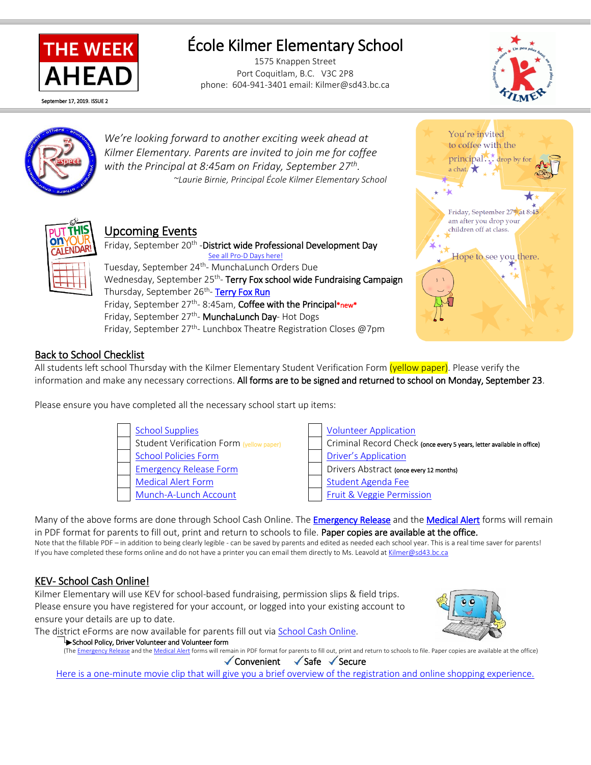THE WEEK AHEAD

September 17, 2019. ISSUE 2

# École Kilmer Elementary School

1575 Knappen Street
Port Coquitlam, B.C. V3C 2P8
phone: 604-941-3401 email: Kilmer@sd43.bc.ca

*We're looking forward to another exciting week ahead at Kilmer Elementary. Parents are invited to join me for coffee with the Principal at 8:45am on Friday, September 27th.*
*~Laurie Birnie, Principal École Kilmer Elementary School*

You're invited to coffee with the principal… drop by for a chat.

Friday, September 27th at 8:45 am after you drop your children off at class.

Hope to see you there.

## Upcoming Events

Friday, September 20th -**District wide Professional Development Day**
See all Pro-D Days here!
Tuesday, September 24th- MunchaLunch Orders Due
Wednesday, September 25th- **Terry Fox school wide Fundraising Campaign**
Thursday, September 26th- Terry Fox Run
Friday, September 27th- 8:45am, **Coffee with the Principal***new*
Friday, September 27th- **MunchaLunch Day**- Hot Dogs
Friday, September 27th- Lunchbox Theatre Registration Closes @7pm

## Back to School Checklist

All students left school Thursday with the Kilmer Elementary Student Verification Form (yellow paper). Please verify the information and make any necessary corrections. **All forms are to be signed and returned to school on Monday, September 23**.

Please ensure you have completed all the necessary school start up items:

| | | | |
|---|---|---|---|
| ☐ | School Supplies | ☐ | Volunteer Application |
| ☐ | Student Verification Form (yellow paper) | ☐ | Criminal Record Check (once every 5 years, letter available in office) |
| ☐ | School Policies Form | ☐ | Driver's Application |
| ☐ | Emergency Release Form | ☐ | Drivers Abstract (once every 12 months) |
| ☐ | Medical Alert Form | ☐ | Student Agenda Fee |
| ☐ | Munch-A-Lunch Account | ☐ | Fruit & Veggie Permission |

Many of the above forms are done through School Cash Online. The **Emergency Release** and the **Medical Alert** forms will remain in PDF format for parents to fill out, print and return to schools to file. **Paper copies are available at the office.**
Note that the fillable PDF – in addition to being clearly legible - can be saved by parents and edited as needed each school year. This is a real time saver for parents!
If you have completed these forms online and do not have a printer you can email them directly to Ms. Leavold at Kilmer@sd43.bc.ca

## KEV- School Cash Online!

Kilmer Elementary will use KEV for school-based fundraising, permission slips & field trips. Please ensure you have registered for your account, or logged into your existing account to ensure your details are up to date.
The district eForms are now available for parents fill out via School Cash Online.
▸**School Policy, Driver Volunteer and Volunteer form**
(The Emergency Release and the Medical Alert forms will remain in PDF format for parents to fill out, print and return to schools to file. Paper copies are available at the office)

✓Convenient ✓Safe ✓Secure

Here is a one-minute movie clip that will give you a brief overview of the registration and online shopping experience.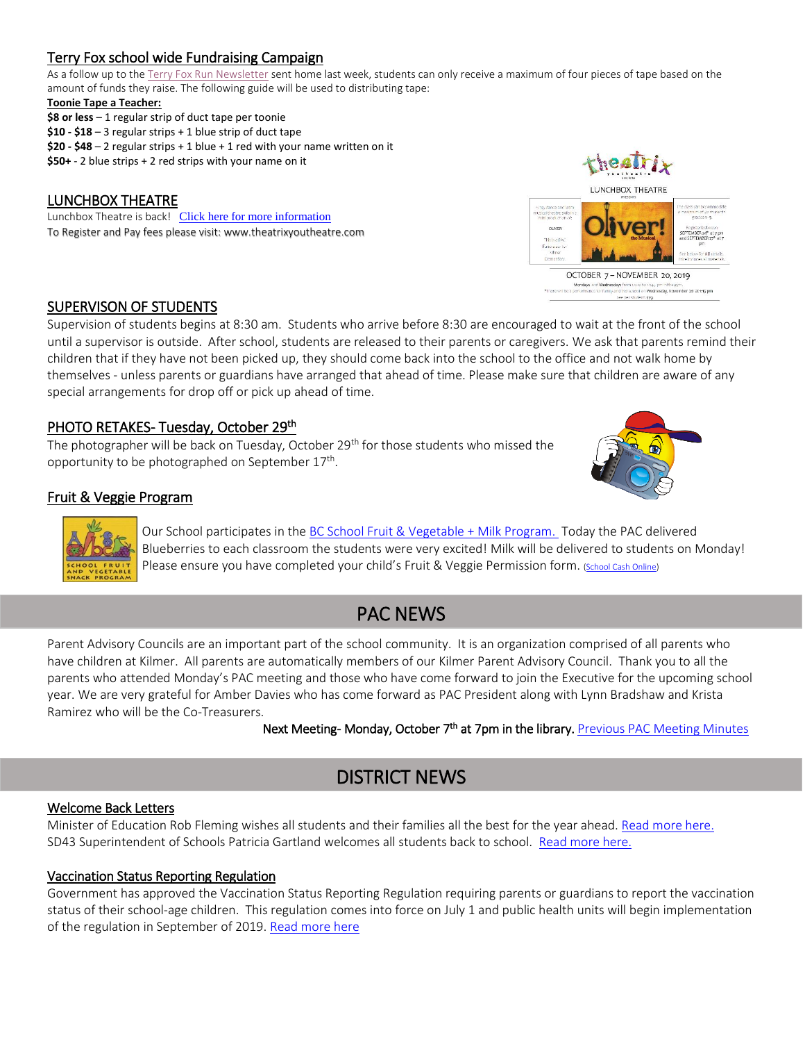## Terry Fox school wide Fundraising Campaign

As a follow up to the Terry Fox Run Newsletter sent home last week, students can only receive a maximum of four pieces of tape based on the amount of funds they raise. The following guide will be used to distributing tape:

**Toonie Tape a Teacher:**

**$8 or less** – 1 regular strip of duct tape per toonie
**$10 - $18** – 3 regular strips + 1 blue strip of duct tape
**$20 - $48** – 2 regular strips + 1 blue + 1 red with your name written on it
**$50+** - 2 blue strips + 2 red strips with your name on it

## LUNCHBOX THEATRE

Lunchbox Theatre is back! Click here for more information
To Register and Pay fees please visit: www.theatrixyoutheatre.com

## SUPERVISON OF STUDENTS

Supervision of students begins at 8:30 am. Students who arrive before 8:30 are encouraged to wait at the front of the school until a supervisor is outside. After school, students are released to their parents or caregivers. We ask that parents remind their children that if they have not been picked up, they should come back into the school to the office and not walk home by themselves - unless parents or guardians have arranged that ahead of time. Please make sure that children are aware of any special arrangements for drop off or pick up ahead of time.

## PHOTO RETAKES- Tuesday, October 29th

The photographer will be back on Tuesday, October 29th for those students who missed the opportunity to be photographed on September 17th.

## Fruit & Veggie Program

Our School participates in the BC School Fruit & Vegetable + Milk Program. Today the PAC delivered Blueberries to each classroom the students were very excited! Milk will be delivered to students on Monday! Please ensure you have completed your child's Fruit & Veggie Permission form. (School Cash Online)

# PAC NEWS

Parent Advisory Councils are an important part of the school community. It is an organization comprised of all parents who have children at Kilmer. All parents are automatically members of our Kilmer Parent Advisory Council. Thank you to all the parents who attended Monday's PAC meeting and those who have come forward to join the Executive for the upcoming school year. We are very grateful for Amber Davies who has come forward as PAC President along with Lynn Bradshaw and Krista Ramirez who will be the Co-Treasurers.

**Next Meeting- Monday, October 7th at 7pm in the library.** Previous PAC Meeting Minutes

# DISTRICT NEWS

## Welcome Back Letters

Minister of Education Rob Fleming wishes all students and their families all the best for the year ahead. Read more here.
SD43 Superintendent of Schools Patricia Gartland welcomes all students back to school. Read more here.

## Vaccination Status Reporting Regulation

Government has approved the Vaccination Status Reporting Regulation requiring parents or guardians to report the vaccination status of their school-age children. This regulation comes into force on July 1 and public health units will begin implementation of the regulation in September of 2019. Read more here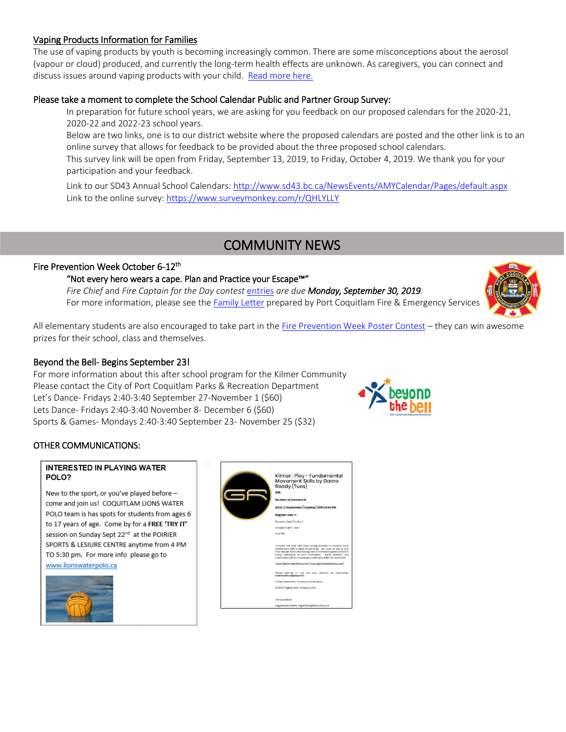## Vaping Products Information for Families

The use of vaping products by youth is becoming increasingly common. There are some misconceptions about the aerosol (vapour or cloud) produced, and currently the long-term health effects are unknown. As caregivers, you can connect and discuss issues around vaping products with your child. [Read more here.]

### Please take a moment to complete the School Calendar Public and Partner Group Survey:

In preparation for future school years, we are asking for you feedback on our proposed calendars for the 2020-21, 2020-22 and 2022-23 school years.

Below are two links, one is to our district website where the proposed calendars are posted and the other link is to an online survey that allows for feedback to be provided about the three proposed school calendars.

This survey link will be open from Friday, September 13, 2019, to Friday, October 4, 2019. We thank you for your participation and your feedback.

Link to our SD43 Annual School Calendars: http://www.sd43.bc.ca/NewsEvents/AMYCalendar/Pages/default.aspx
Link to the online survey: https://www.surveymonkey.com/r/QHLYLLY

# COMMUNITY NEWS

### Fire Prevention Week October 6-12th

"Not every hero wears a cape. Plan and Practice your Escape™"

*Fire Chief* and *Fire Captain for the Day contest* entries *are due* ***Monday, September 30, 2019***.
For more information, please see the Family Letter prepared by Port Coquitlam Fire & Emergency Services

All elementary students are also encouraged to take part in the Fire Prevention Week Poster Contest – they can win awesome prizes for their school, class and themselves.

### Beyond the Bell- Begins September 23!

For more information about this after school program for the Kilmer Community
Please contact the City of Port Coquitlam Parks & Recreation Department
Let's Dance- Fridays 2:40-3:40 September 27-November 1 ($60)
Lets Dance- Fridays 2:40-3:40 November 8- December 6 ($60)
Sports & Games- Mondays 2:40-3:40 September 23- November 25 ($32)

### OTHER COMMUNICATIONS:

**INTERESTED IN PLAYING WATER POLO?**

New to the sport, or you've played before – come and join us! COQUITLAM LIONS WATER POLO team is has spots for students from ages 6 to 17 years of age. Come by for a **FREE 'TRY IT'** session on Sunday Sept 22nd at the POIRIER SPORTS & LESIURE CENTRE anytime from 4 PM TO 5:30 pm. For more info please go to www.lionswaterpolo.ca

Kilmer : Play - Fundamental Movement Skills by Game Ready (Tues)